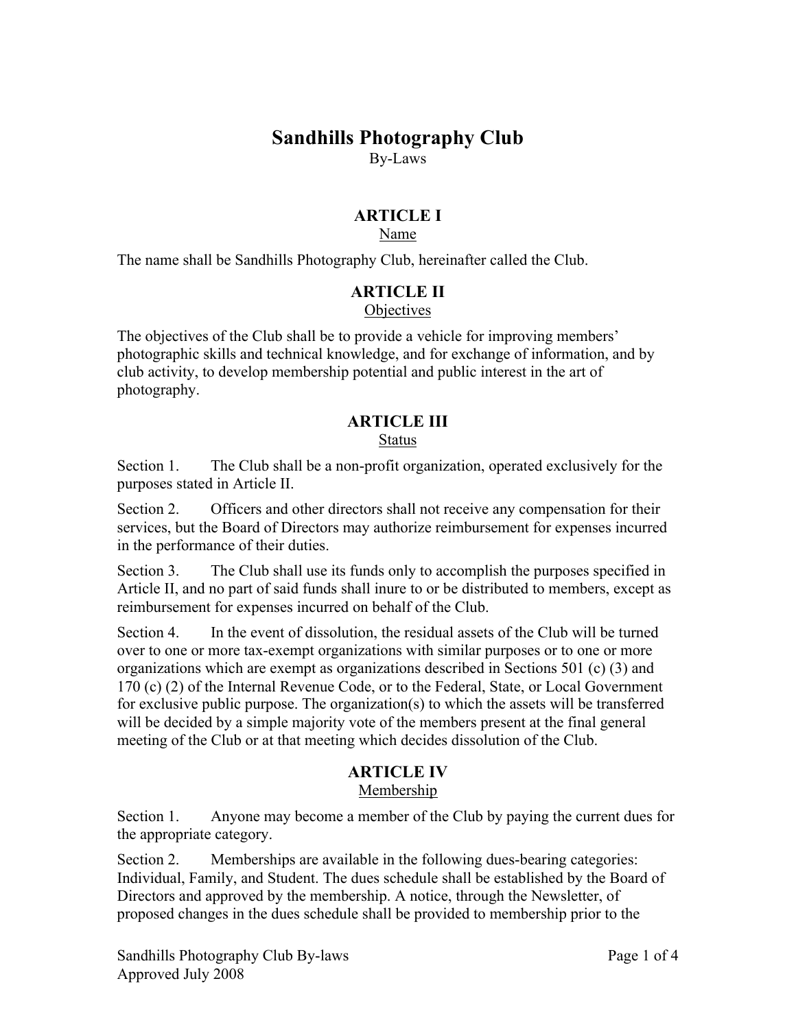# Sandhills Photography Club

By-Laws

## ARTICLE I

Name

The name shall be Sandhills Photography Club, hereinafter called the Club.

## ARTICLE II

Objectives

The objectives of the Club shall be to provide a vehicle for improving members' photographic skills and technical knowledge, and for exchange of information, and by club activity, to develop membership potential and public interest in the art of photography.

## ARTICLE III

Status

Section 1. The Club shall be a non-profit organization, operated exclusively for the purposes stated in Article II.

Section 2. Officers and other directors shall not receive any compensation for their services, but the Board of Directors may authorize reimbursement for expenses incurred in the performance of their duties.

Section 3. The Club shall use its funds only to accomplish the purposes specified in Article II, and no part of said funds shall inure to or be distributed to members, except as reimbursement for expenses incurred on behalf of the Club.

Section 4. In the event of dissolution, the residual assets of the Club will be turned over to one or more tax-exempt organizations with similar purposes or to one or more organizations which are exempt as organizations described in Sections 501 (c) (3) and 170 (c) (2) of the Internal Revenue Code, or to the Federal, State, or Local Government for exclusive public purpose. The organization(s) to which the assets will be transferred will be decided by a simple majority vote of the members present at the final general meeting of the Club or at that meeting which decides dissolution of the Club.

## ARTICLE IV

Membership

Section 1. Anyone may become a member of the Club by paying the current dues for the appropriate category.

Section 2. Memberships are available in the following dues-bearing categories: Individual, Family, and Student. The dues schedule shall be established by the Board of Directors and approved by the membership. A notice, through the Newsletter, of proposed changes in the dues schedule shall be provided to membership prior to the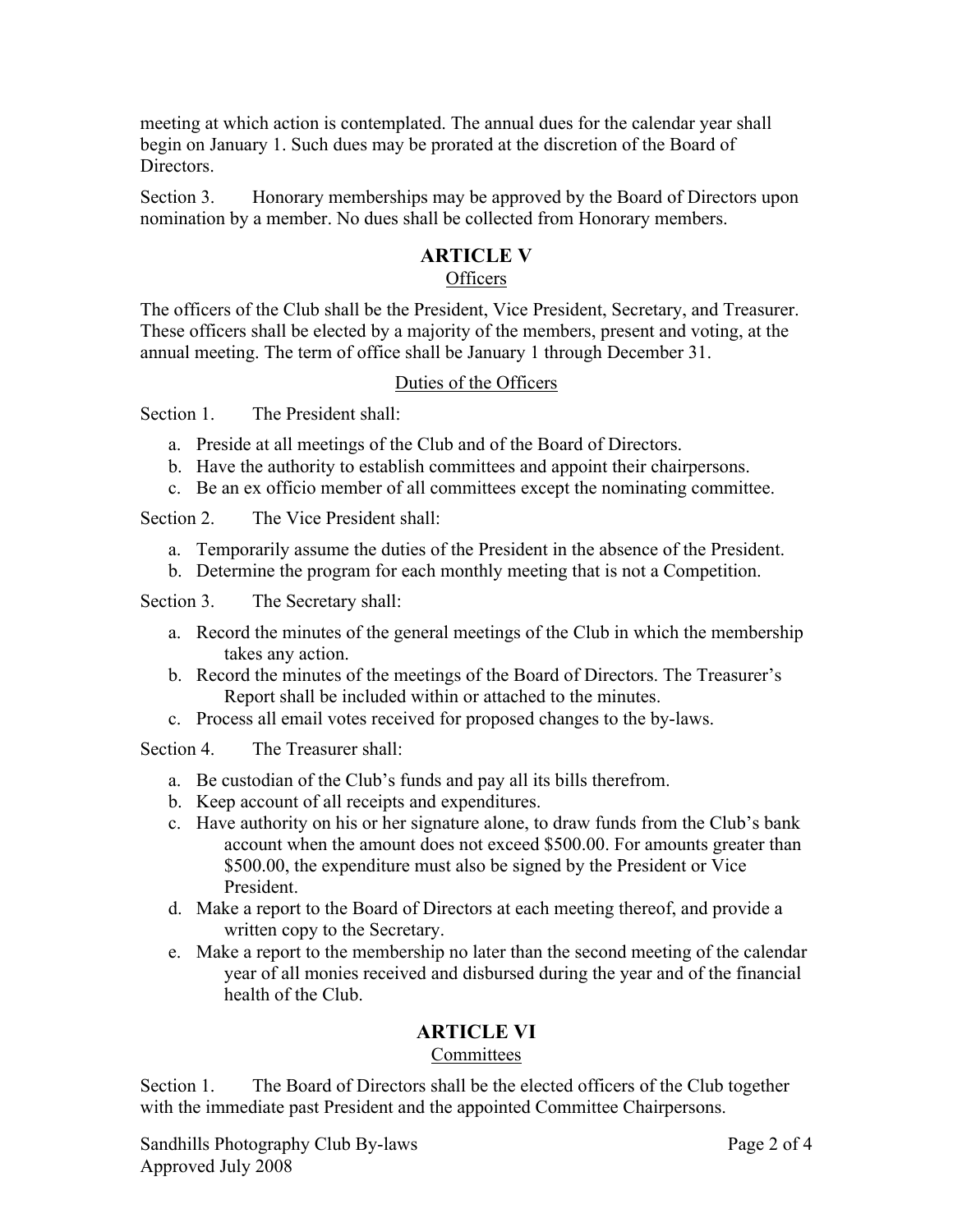meeting at which action is contemplated. The annual dues for the calendar year shall begin on January 1. Such dues may be prorated at the discretion of the Board of Directors.

Section 3. Honorary memberships may be approved by the Board of Directors upon nomination by a member. No dues shall be collected from Honorary members.

## ARTICLE V

### Officers

The officers of the Club shall be the President, Vice President, Secretary, and Treasurer. These officers shall be elected by a majority of the members, present and voting, at the annual meeting. The term of office shall be January 1 through December 31.

### Duties of the Officers

Section 1. The President shall:

a. Preside at all meetings of the Club and of the Board of Directors.
b. Have the authority to establish committees and appoint their chairpersons.
c. Be an ex officio member of all committees except the nominating committee.

Section 2. The Vice President shall:

a. Temporarily assume the duties of the President in the absence of the President.
b. Determine the program for each monthly meeting that is not a Competition.

Section 3. The Secretary shall:

a. Record the minutes of the general meetings of the Club in which the membership takes any action.
b. Record the minutes of the meetings of the Board of Directors. The Treasurer's Report shall be included within or attached to the minutes.
c. Process all email votes received for proposed changes to the by-laws.

Section 4. The Treasurer shall:

a. Be custodian of the Club's funds and pay all its bills therefrom.
b. Keep account of all receipts and expenditures.
c. Have authority on his or her signature alone, to draw funds from the Club's bank account when the amount does not exceed $500.00. For amounts greater than $500.00, the expenditure must also be signed by the President or Vice President.
d. Make a report to the Board of Directors at each meeting thereof, and provide a written copy to the Secretary.
e. Make a report to the membership no later than the second meeting of the calendar year of all monies received and disbursed during the year and of the financial health of the Club.

## ARTICLE VI

### Committees

Section 1. The Board of Directors shall be the elected officers of the Club together with the immediate past President and the appointed Committee Chairpersons.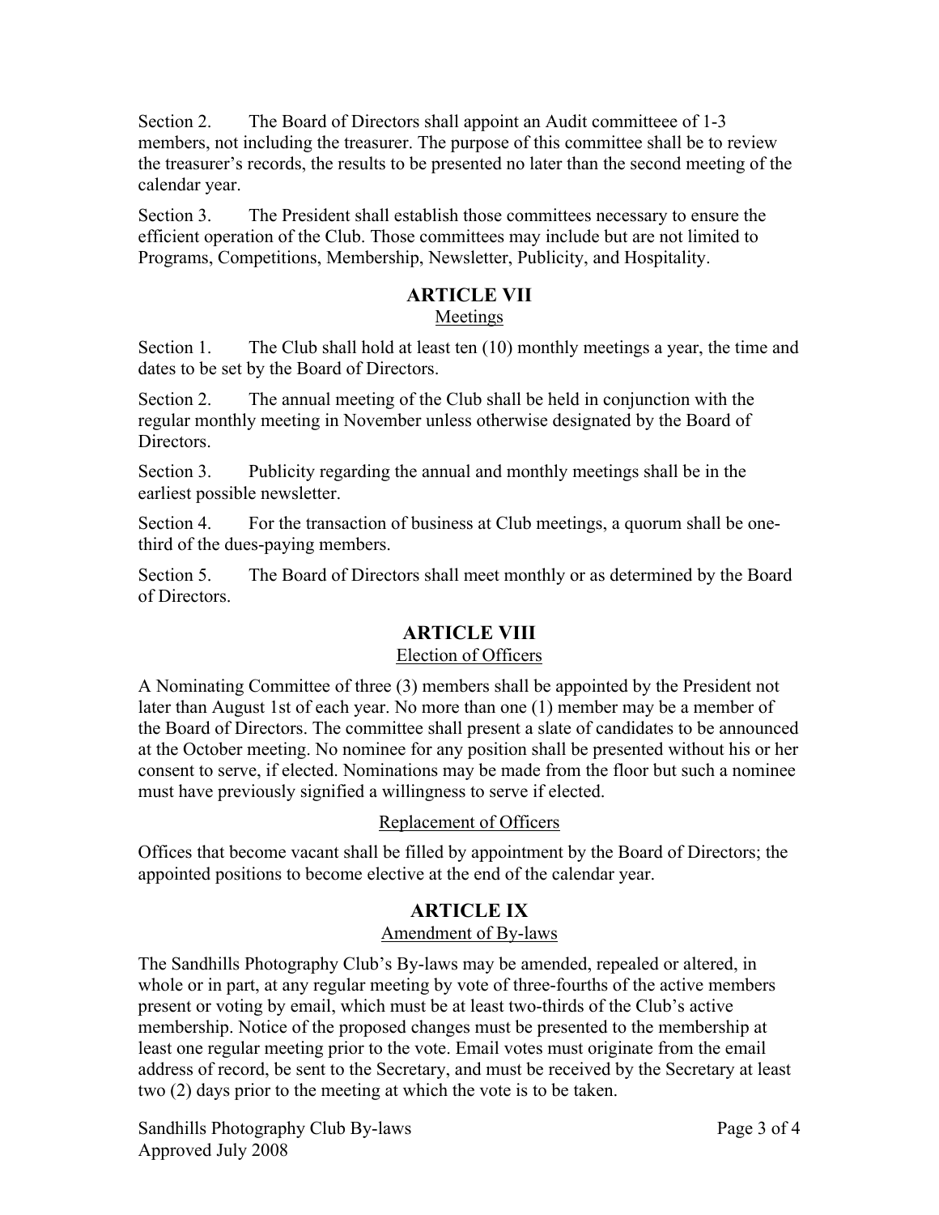Section 2. The Board of Directors shall appoint an Audit committeee of 1-3 members, not including the treasurer. The purpose of this committee shall be to review the treasurer's records, the results to be presented no later than the second meeting of the calendar year.

Section 3. The President shall establish those committees necessary to ensure the efficient operation of the Club. Those committees may include but are not limited to Programs, Competitions, Membership, Newsletter, Publicity, and Hospitality.

## ARTICLE VII

Meetings

Section 1. The Club shall hold at least ten (10) monthly meetings a year, the time and dates to be set by the Board of Directors.

Section 2. The annual meeting of the Club shall be held in conjunction with the regular monthly meeting in November unless otherwise designated by the Board of Directors.

Section 3. Publicity regarding the annual and monthly meetings shall be in the earliest possible newsletter.

Section 4. For the transaction of business at Club meetings, a quorum shall be one-third of the dues-paying members.

Section 5. The Board of Directors shall meet monthly or as determined by the Board of Directors.

## ARTICLE VIII

Election of Officers

A Nominating Committee of three (3) members shall be appointed by the President not later than August 1st of each year. No more than one (1) member may be a member of the Board of Directors. The committee shall present a slate of candidates to be announced at the October meeting. No nominee for any position shall be presented without his or her consent to serve, if elected. Nominations may be made from the floor but such a nominee must have previously signified a willingness to serve if elected.

Replacement of Officers

Offices that become vacant shall be filled by appointment by the Board of Directors; the appointed positions to become elective at the end of the calendar year.

## ARTICLE IX

Amendment of By-laws

The Sandhills Photography Club's By-laws may be amended, repealed or altered, in whole or in part, at any regular meeting by vote of three-fourths of the active members present or voting by email, which must be at least two-thirds of the Club's active membership. Notice of the proposed changes must be presented to the membership at least one regular meeting prior to the vote. Email votes must originate from the email address of record, be sent to the Secretary, and must be received by the Secretary at least two (2) days prior to the meeting at which the vote is to be taken.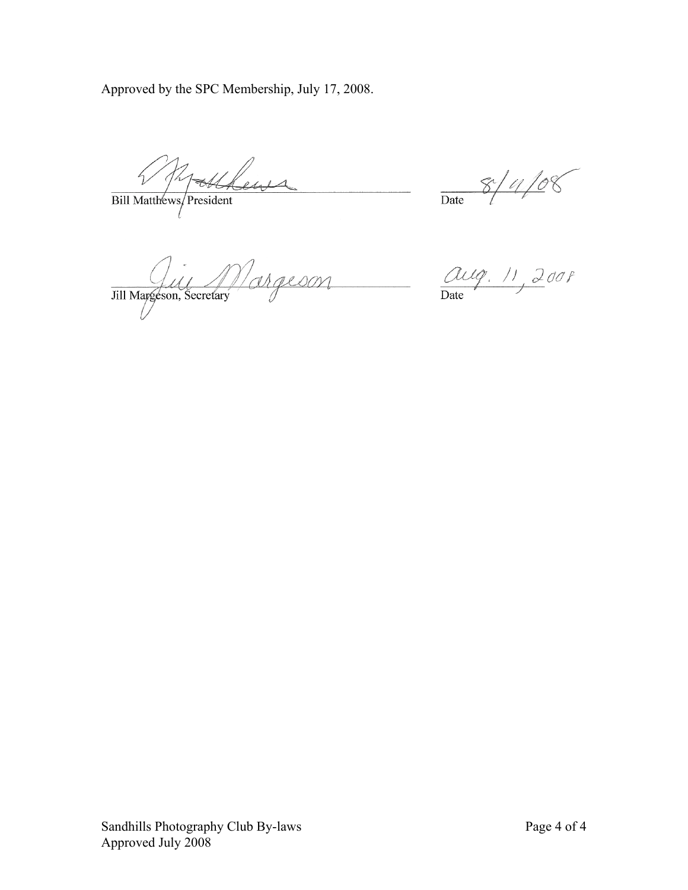Approved by the SPC Membership, July 17, 2008.

Bill Matthews, President — Date: 8/11/08

Jill Margeson, Secretary — Date: Aug. 11, 2008